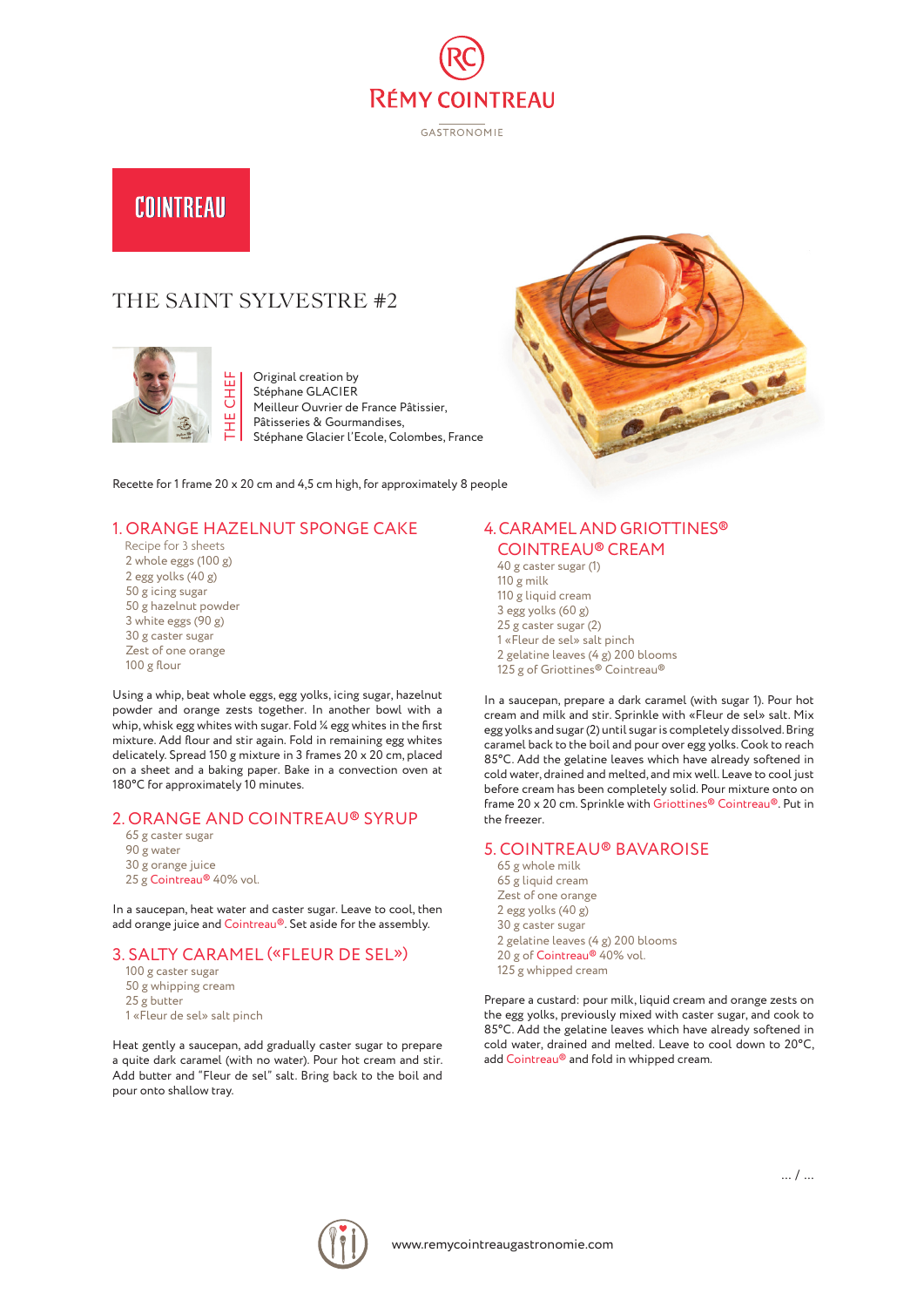RÉMY COINTREAU

GASTRONOMIE

COINTREAU

# THE SAINT SYLVESTRE #2

THE CHEF

Original creation by
Stéphane GLACIER
Meilleur Ouvrier de France Pâtissier,
Pâtisseries & Gourmandises,
Stéphane Glacier l'Ecole, Colombes, France

Recette for 1 frame 20 x 20 cm and 4,5 cm high, for approximately 8 people

## 1. ORANGE HAZELNUT SPONGE CAKE

Recipe for 3 sheets
2 whole eggs (100 g)
2 egg yolks (40 g)
50 g icing sugar
50 g hazelnut powder
3 white eggs (90 g)
30 g caster sugar
Zest of one orange
100 g flour

Using a whip, beat whole eggs, egg yolks, icing sugar, hazelnut powder and orange zests together. In another bowl with a whip, whisk egg whites with sugar. Fold ¼ egg whites in the first mixture. Add flour and stir again. Fold in remaining egg whites delicately. Spread 150 g mixture in 3 frames 20 x 20 cm, placed on a sheet and a baking paper. Bake in a convection oven at 180°C for approximately 10 minutes.

## 2. ORANGE AND COINTREAU® SYRUP

65 g caster sugar
90 g water
30 g orange juice
25 g Cointreau® 40% vol.

In a saucepan, heat water and caster sugar. Leave to cool, then add orange juice and Cointreau®. Set aside for the assembly.

## 3. SALTY CARAMEL («FLEUR DE SEL»)

100 g caster sugar
50 g whipping cream
25 g butter
1 «Fleur de sel» salt pinch

Heat gently a saucepan, add gradually caster sugar to prepare a quite dark caramel (with no water). Pour hot cream and stir. Add butter and "Fleur de sel" salt. Bring back to the boil and pour onto shallow tray.

## 4. CARAMEL AND GRIOTTINES® COINTREAU® CREAM

40 g caster sugar (1)
110 g milk
110 g liquid cream
3 egg yolks (60 g)
25 g caster sugar (2)
1 «Fleur de sel» salt pinch
2 gelatine leaves (4 g) 200 blooms
125 g of Griottines® Cointreau®

In a saucepan, prepare a dark caramel (with sugar 1). Pour hot cream and milk and stir. Sprinkle with «Fleur de sel» salt. Mix egg yolks and sugar (2) until sugar is completely dissolved. Bring caramel back to the boil and pour over egg yolks. Cook to reach 85°C. Add the gelatine leaves which have already softened in cold water, drained and melted, and mix well. Leave to cool just before cream has been completely solid. Pour mixture onto on frame 20 x 20 cm. Sprinkle with Griottines® Cointreau®. Put in the freezer.

## 5. COINTREAU® BAVAROISE

65 g whole milk
65 g liquid cream
Zest of one orange
2 egg yolks (40 g)
30 g caster sugar
2 gelatine leaves (4 g) 200 blooms
20 g of Cointreau® 40% vol.
125 g whipped cream

Prepare a custard: pour milk, liquid cream and orange zests on the egg yolks, previously mixed with caster sugar, and cook to 85°C. Add the gelatine leaves which have already softened in cold water, drained and melted. Leave to cool down to 20°C, add Cointreau® and fold in whipped cream.

... / ...

www.remycointreaugastronomie.com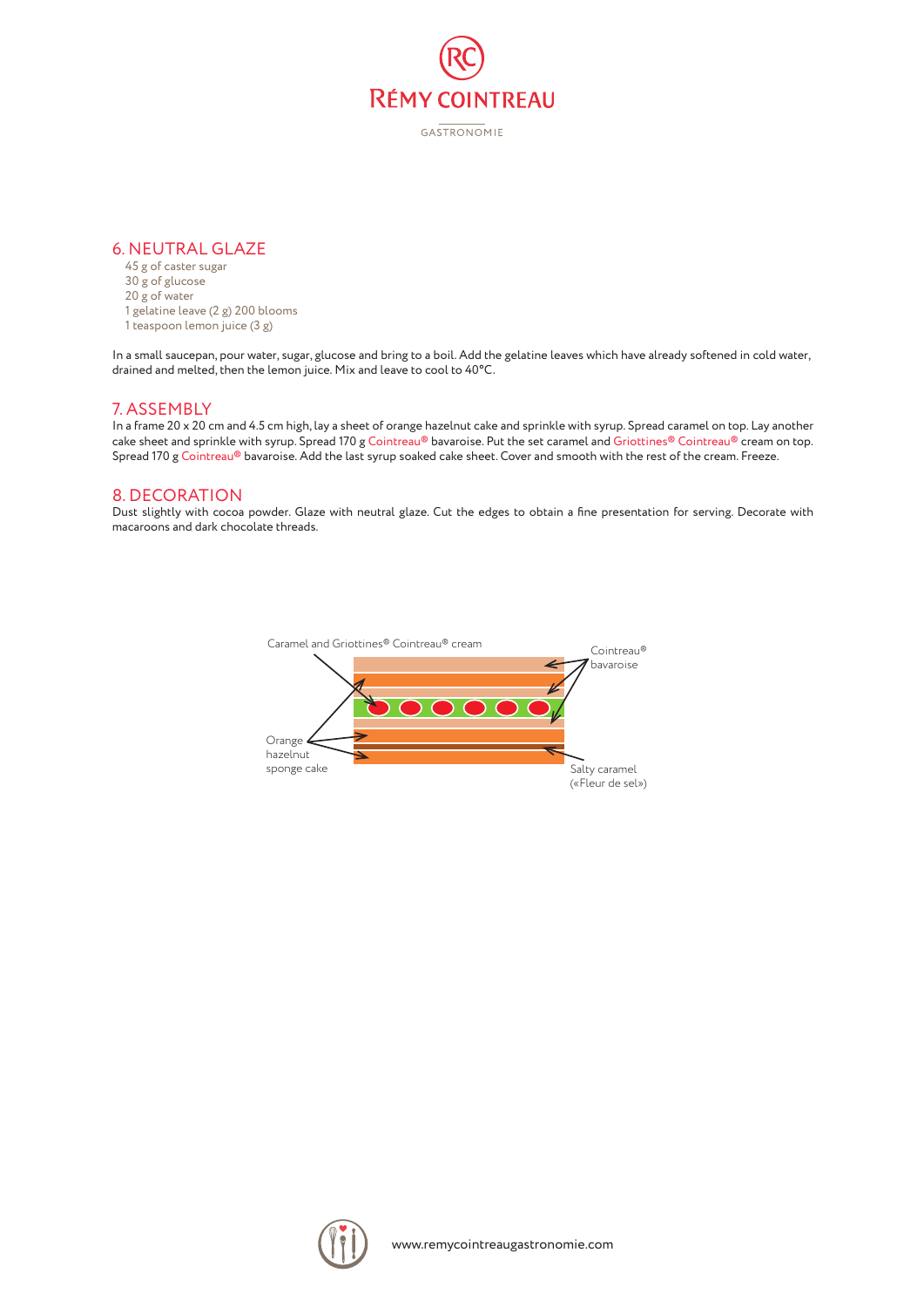## 6. NEUTRAL GLAZE

45 g of caster sugar
30 g of glucose
20 g of water
1 gelatine leave (2 g) 200 blooms
1 teaspoon lemon juice (3 g)

In a small saucepan, pour water, sugar, glucose and bring to a boil. Add the gelatine leaves which have already softened in cold water, drained and melted, then the lemon juice. Mix and leave to cool to 40°C.

## 7. ASSEMBLY

In a frame 20 x 20 cm and 4.5 cm high, lay a sheet of orange hazelnut cake and sprinkle with syrup. Spread caramel on top. Lay another cake sheet and sprinkle with syrup. Spread 170 g Cointreau® bavaroise. Put the set caramel and Griottines® Cointreau® cream on top. Spread 170 g Cointreau® bavaroise. Add the last syrup soaked cake sheet. Cover and smooth with the rest of the cream. Freeze.

## 8. DECORATION

Dust slightly with cocoa powder. Glaze with neutral glaze. Cut the edges to obtain a fine presentation for serving. Decorate with macaroons and dark chocolate threads.

Caramel and Griottines® Cointreau® cream

Cointreau® bavaroise

Orange hazelnut sponge cake

Salty caramel («Fleur de sel»)